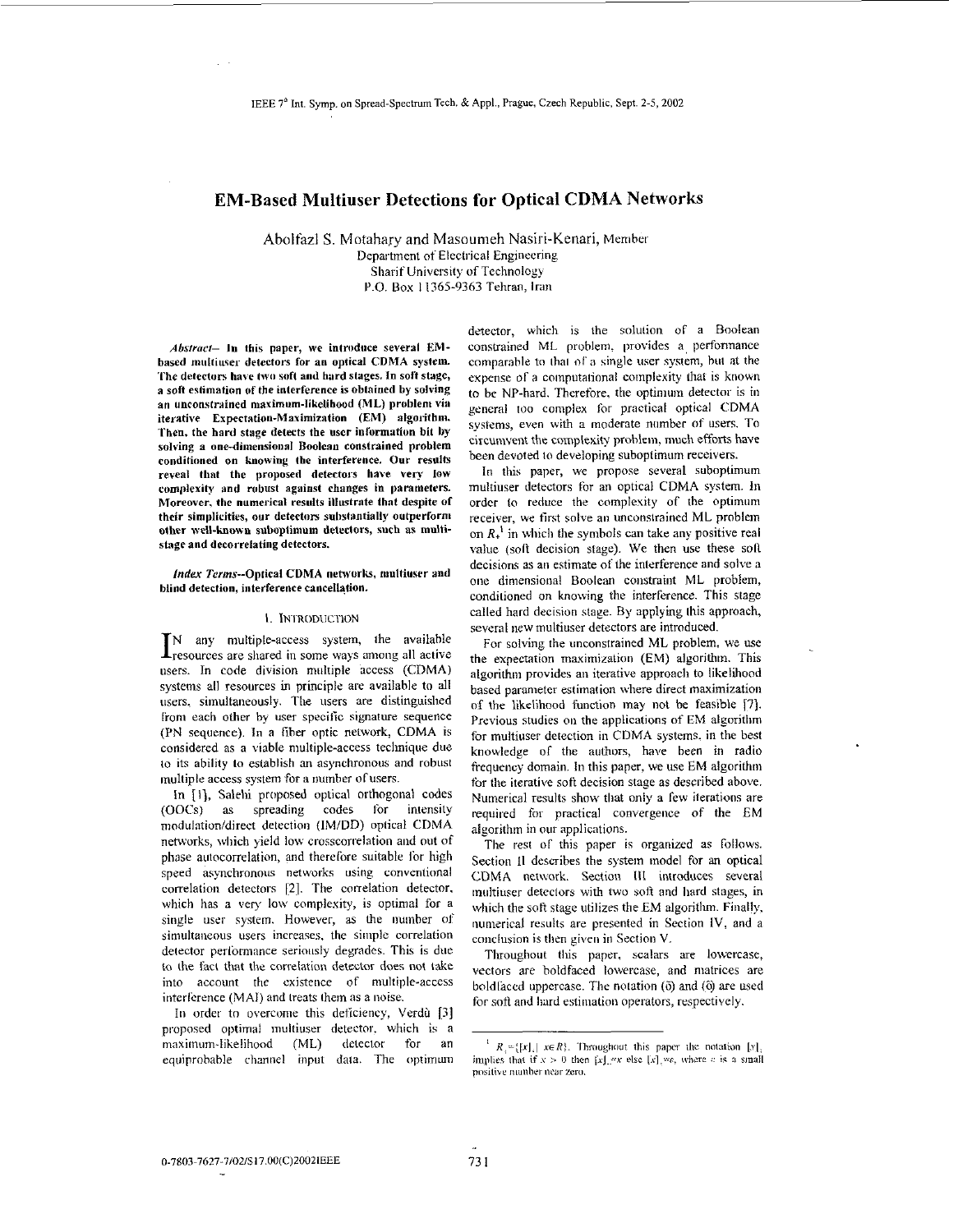# EM-Based Multiuser Detections for Optical CDMA Networks

Abolfazl S. Motahary and Masoumeh Nasiri-Kenari, Member
Department of Electrical Engineering
Sharif University of Technology
P.O. Box 11365-9363 Tehran, Iran

***Abstract*— In this paper, we introduce several EM-based multiuser detectors for an optical CDMA system. The detectors have two soft and hard stages. In soft stage, a soft estimation of the interference is obtained by solving an unconstrained maximum-likelihood (ML) problem via iterative Expectation-Maximization (EM) algorithm. Then, the hard stage detects the user information bit by solving a one-dimensional Boolean constrained problem conditioned on knowing the interference. Our results reveal that the proposed detectors have very low complexity and robust against changes in parameters. Moreover, the numerical results illustrate that despite of their simplicities, our detectors substantially outperform other well-known suboptimum detectors, such as multi-stage and decorrelating detectors.**

***Index Terms*--Optical CDMA networks, multiuser and blind detection, interference cancellation.**

## I. INTRODUCTION

In any multiple-access system, the available resources are shared in some ways among all active users. In code division multiple access (CDMA) systems all resources in principle are available to all users, simultaneously. The users are distinguished from each other by user specific signature sequence (PN sequence). In a fiber optic network, CDMA is considered as a viable multiple-access technique due to its ability to establish an asynchronous and robust multiple access system for a number of users.

In [1], Salehi proposed optical orthogonal codes (OOCs) as spreading codes for intensity modulation/direct detection (IM/DD) optical CDMA networks, which yield low crosscorrelation and out of phase autocorrelation, and therefore suitable for high speed asynchronous networks using conventional correlation detectors [2]. The correlation detector, which has a very low complexity, is optimal for a single user system. However, as the number of simultaneous users increases, the simple correlation detector performance seriously degrades. This is due to the fact that the correlation detector does not take into account the existence of multiple-access interference (MAI) and treats them as a noise.

In order to overcome this deficiency, Verdù [3] proposed optimal multiuser detector, which is a maximum-likelihood (ML) detector for an equiprobable channel input data. The optimum detector, which is the solution of a Boolean constrained ML problem, provides a performance comparable to that of a single user system, but at the expense of a computational complexity that is known to be NP-hard. Therefore, the optimum detector is in general too complex for practical optical CDMA systems, even with a moderate number of users. To circumvent the complexity problem, much efforts have been devoted to developing suboptimum receivers.

In this paper, we propose several suboptimum multiuser detectors for an optical CDMA system. In order to reduce the complexity of the optimum receiver, we first solve an unconstrained ML problem on $R_+$[1] in which the symbols can take any positive real value (soft decision stage). We then use these soft decisions as an estimate of the interference and solve a one dimensional Boolean constraint ML problem, conditioned on knowing the interference. This stage called hard decision stage. By applying this approach, several new multiuser detectors are introduced.

For solving the unconstrained ML problem, we use the expectation maximization (EM) algorithm. This algorithm provides an iterative approach to likelihood based parameter estimation where direct maximization of the likelihood function may not be feasible [7]. Previous studies on the applications of EM algorithm for multiuser detection in CDMA systems, in the best knowledge of the authors, have been in radio frequency domain. In this paper, we use EM algorithm for the iterative soft decision stage as described above. Numerical results show that only a few iterations are required for practical convergence of the EM algorithm in our applications.

The rest of this paper is organized as follows. Section II describes the system model for an optical CDMA network. Section III introduces several multiuser detectors with two soft and hard stages, in which the soft stage utilizes the EM algorithm. Finally, numerical results are presented in Section IV, and a conclusion is then given in Section V.

Throughout this paper, scalars are lowercase, vectors are boldfaced lowercase, and matrices are boldfaced uppercase. The notation $(\tilde{o})$ and $(\hat{o})$ are used for soft and hard estimation operators, respectively.

[1] $R_+=\{[x]_+ \mid x\in R\}$. Throughout this paper the notation $[x]_+$ implies that if $x>0$ then $[x]_+=x$ else $[x]_+=\varepsilon$, where $\varepsilon$ is a small positive number near zero.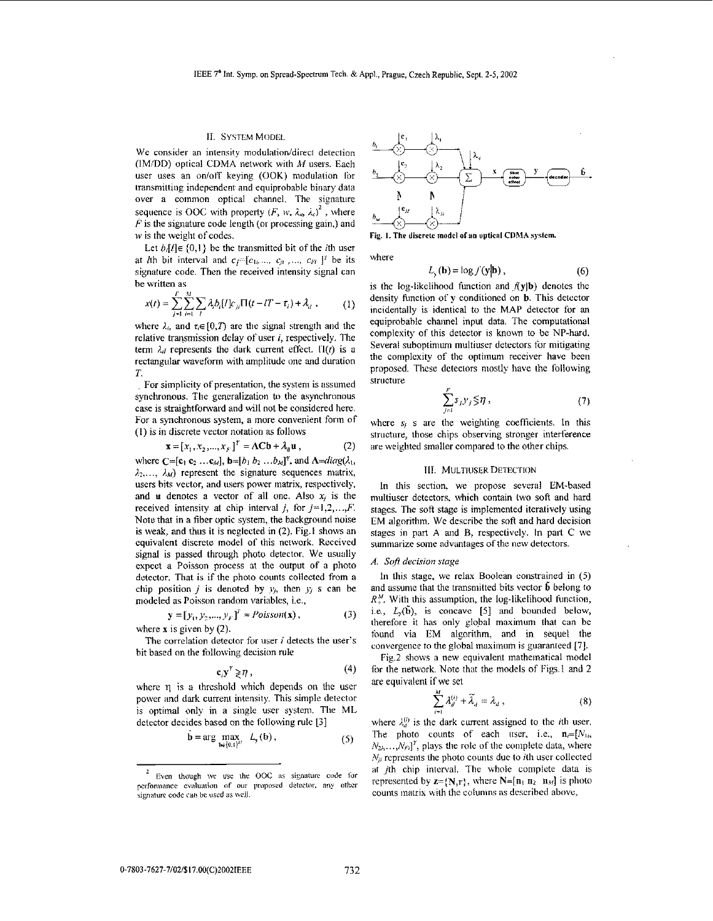## II. SYSTEM MODEL

We consider an intensity modulation/direct detection (IM/DD) optical CDMA network with $M$ users. Each user uses an on/off keying (OOK) modulation for transmitting independent and equiprobable binary data over a common optical channel. The signature sequence is OOC with property $(F, w, \lambda_a, \lambda_c)^2$, where $F$ is the signature code length (or processing gain,) and $w$ is the weight of codes.

Let $b_i[l] \in \{0,1\}$ be the transmitted bit of the $i$th user at $l$th bit interval and $c_i=[c_{1i}, \ldots, c_{ji}, \ldots, c_{Fi}]^T$ be its signature code. Then the received intensity signal can be written as

$$x(t) = \sum_{j=1}^{F}\sum_{i=1}^{M}\sum_{l} \lambda_i b_i[l] c_{ji} \Pi(t - lT - \tau_i) + \lambda_d \,, \qquad (1)$$

where $\lambda_i$, and $\tau_i \in [0,T)$ are the signal strength and the relative transmission delay of user $i$, respectively. The term $\lambda_d$ represents the dark current effect. $\Pi(t)$ is a rectangular waveform with amplitude one and duration $T$.

For simplicity of presentation, the system is assumed synchronous. The generalization to the asynchronous case is straightforward and will not be considered here. For a synchronous system, a more convenient form of (1) is in discrete vector notation as follows

$$\mathbf{x} = [x_1, x_2, \ldots, x_F]^T = \mathbf{ACb} + \lambda_d \mathbf{u} \,, \qquad (2)$$

where $\mathbf{C}=[\mathbf{c}_1\ \mathbf{c}_2 \ldots \mathbf{c}_M]$, $\mathbf{b}=[b_1\ b_2 \ldots b_M]^T$, and $\mathbf{A}=diag(\lambda_1, \lambda_2, \ldots, \lambda_M)$ represent the signature sequences matrix, users bits vector, and users power matrix, respectively, and $\mathbf{u}$ denotes a vector of all one. Also $x_j$ is the received intensity at chip interval $j$, for $j=1,2,\ldots,F$. Note that in a fiber optic system, the background noise is weak, and thus it is neglected in (2). Fig.1 shows an equivalent discrete model of this network. Received signal is passed through photo detector. We usually expect a Poisson process at the output of a photo detector. That is if the photo counts collected from a chip position $j$ is denoted by $y_j$, then $y_j$ s can be modeled as Poisson random variables, i.e.,

$$\mathbf{y} = [y_1, y_2, \ldots, y_F]^T \approx Poisson(\mathbf{x}) \,, \qquad (3)$$

where $\mathbf{x}$ is given by (2).

The correlation detector for user $i$ detects the user's bit based on the following decision rule

$$\mathbf{c}_i \mathbf{y}^T \gtrless \eta \,, \qquad (4)$$

where $\eta$ is a threshold which depends on the user power and dark current intensity. This simple detector is optimal only in a single user system. The ML detector decides based on the following rule [3]

$$\hat{\mathbf{b}} = \arg \max_{\mathbf{b} \in \{0,1\}^M} L_y(\mathbf{b}) \,, \qquad (5)$$

Fig. 1. The discrete model of an optical CDMA system.

where

$$L_y(\mathbf{b}) = \log f(\mathbf{y}|\mathbf{b}) \,, \qquad (6)$$

is the log-likelihood function and $f(\mathbf{y}|\mathbf{b})$ denotes the density function of $\mathbf{y}$ conditioned on $\mathbf{b}$. This detector incidentally is identical to the MAP detector for an equiprobable channel input data. The computational complexity of this detector is known to be NP-hard. Several suboptimum multiuser detectors for mitigating the complexity of the optimum receiver have been proposed. These detectors mostly have the following structure

$$\sum_{j=1}^{F} s_j y_j \lesseqgtr \eta \,, \qquad (7)$$

where $s_j$ s are the weighting coefficients. In this structure, those chips observing stronger interference are weighted smaller compared to the other chips.

## III. MULTIUSER DETECTION

In this section, we propose several EM-based multiuser detectors, which contain two soft and hard stages. The soft stage is implemented iteratively using EM algorithm. We describe the soft and hard decision stages in part A and B, respectively. In part C we summarize some advantages of the new detectors.

### A. Soft decision stage

In this stage, we relax Boolean constrained in (5) and assume that the transmitted bits vector $\tilde{\mathbf{b}}$ belong to $R_+^M$. With this assumption, the log-likelihood function, i.e., $L_y(\tilde{\mathbf{b}})$, is concave [5] and bounded below, therefore it has only global maximum that can be found via EM algorithm, and in sequel the convergence to the global maximum is guaranteed [7].

Fig.2 shows a new equivalent mathematical model for the network. Note that the models of Figs.1 and 2 are equivalent if we set

$$\sum_{i=1}^{M} \lambda_d^{(i)} + \tilde{\lambda}_d = \lambda_d \,, \qquad (8)$$

where $\lambda_d^{(i)}$ is the dark current assigned to the $i$th user. The photo counts of each user, i.e., $\mathbf{n}_i=[N_{1i}, N_{2i}, \ldots, N_{Fi}]^T$, plays the role of the complete data, where $N_{ji}$ represents the photo counts due to $i$th user collected at $j$th chip interval. The whole complete data is represented by $\mathbf{z}=\{\mathbf{N},\mathbf{r}\}$, where $\mathbf{N}=[\mathbf{n}_1\ \mathbf{n}_2\ \ldots\ \mathbf{n}_M]$ is photo counts matrix with the columns as described above,

[2] Even though we use the OOC as signature code for performance evaluation of our proposed detector, any other signature code can be used as well.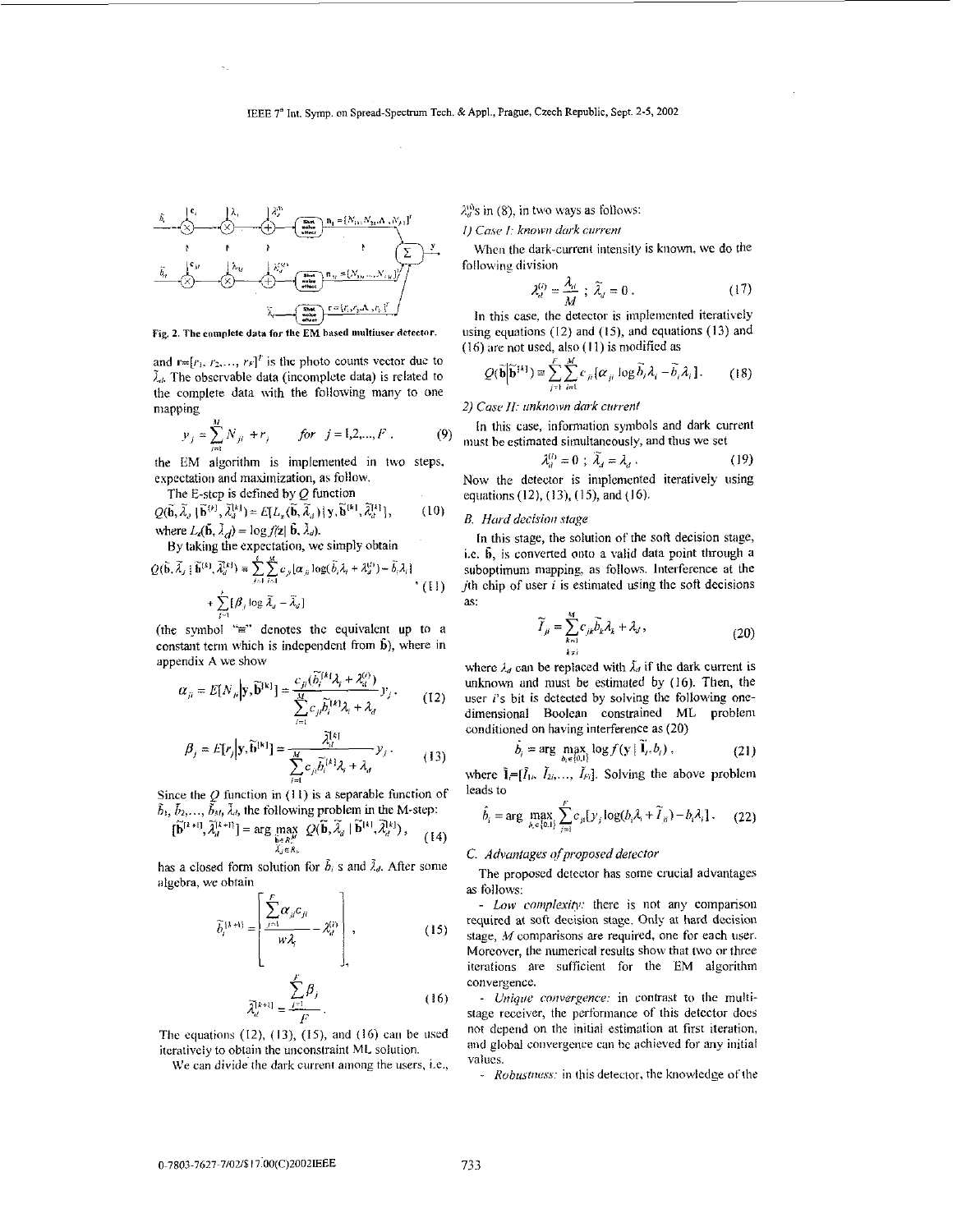Fig. 2. The complete data for the EM based multiuser detector.

and $\mathbf{r}=[r_1, r_2,..., r_F]^T$ is the photo counts vector due to $\tilde{\lambda}_d$. The observable data (incomplete data) is related to the complete data with the following many to one mapping

$$y_j = \sum_{i=1}^{M} N_{ji} + r_j \qquad for \quad j=1,2,...,F \,. \tag{9}$$

the EM algorithm is implemented in two steps, expectation and maximization, as follow.

The E-step is defined by $Q$ function

$$Q(\tilde{\mathbf{b}}, \tilde{\lambda}_d \mid \tilde{\mathbf{b}}^{[k]}, \tilde{\lambda}_d^{[k]}) = E[L_z(\tilde{\mathbf{b}}, \tilde{\lambda}_d) \mid \mathbf{y}, \tilde{\mathbf{b}}^{[k]}, \tilde{\lambda}_d^{[k]}], \tag{10}$$

where $L_z(\tilde{\mathbf{b}}, \tilde{\lambda}_d) = \log f(\mathbf{z} \mid \tilde{\mathbf{b}}, \tilde{\lambda}_d)$.

By taking the expectation, we simply obtain

$$Q(\tilde{\mathbf{b}}, \tilde{\lambda}_d \mid \tilde{\mathbf{b}}^{[k]}, \tilde{\lambda}_d^{[k]}) \cong \sum_{j=1}^{F}\sum_{i=1}^{M} c_{ji}[\alpha_{ji} \log(\tilde{b}_i\lambda_i + \lambda_d^{(i)}) - \tilde{b}_i\lambda_i] + \sum_{j=1}^{F}[\beta_j \log \tilde{\lambda}_d - \tilde{\lambda}_d] \tag{11}$$

(the symbol "$\cong$" denotes the equivalent up to a constant term which is independent from $\tilde{\mathbf{b}}$), where in appendix A we show

$$\alpha_{ji} = E[N_{ji} \mid \mathbf{y}, \tilde{\mathbf{b}}^{[k]}] = \frac{c_{ji}(\tilde{b}_i^{[k]}\lambda_i + \lambda_d^{(i)})}{\sum_{i=1}^{M} c_{ji}\tilde{b}_i^{[k]}\lambda_i + \lambda_d} y_j \,. \tag{12}$$

$$\beta_j = E[r_j \mid \mathbf{y}, \tilde{\mathbf{b}}^{[k]}] = \frac{\tilde{\lambda}_d^{[k]}}{\sum_{i=1}^{M} c_{ji}\tilde{b}_i^{[k]}\lambda_i + \lambda_d} y_j \,. \tag{13}$$

Since the $Q$ function in (11) is a separable function of $\tilde{b}_1, \tilde{b}_2,..., \tilde{b}_M, \tilde{\lambda}_d$, the following problem in the M-step:

$$[\tilde{\mathbf{b}}^{[k+1]}, \tilde{\lambda}_d^{[k+1]}] = \arg \max_{\substack{\tilde{\mathbf{b}} \in R^M \\ \tilde{\lambda}_d \in R_+}} Q(\tilde{\mathbf{b}}, \tilde{\lambda}_d \mid \tilde{\mathbf{b}}^{[k]}, \tilde{\lambda}_d^{[k]}), \tag{14}$$

has a closed form solution for $\tilde{b}_i$ s and $\tilde{\lambda}_d$. After some algebra, we obtain

$$\tilde{b}_i^{[k+1]} = \left[ \frac{\sum_{j=1}^{F} \alpha_{ji} c_{ji}}{w\lambda_i} - \lambda_d^{(i)} \right]_+ , \tag{15}$$

$$\tilde{\lambda}_d^{[k+1]} = \frac{\sum_{j=1}^{F} \beta_j}{F} \,. \tag{16}$$

The equations (12), (13), (15), and (16) can be used iteratively to obtain the unconstraint ML solution.

We can divide the dark current among the users, i.e., $\lambda_d^{(i)}$s in (8), in two ways as follows:

*1) Case I: known dark current*

When the dark-current intensity is known, we do the following division

$$\lambda_d^{(i)} = \frac{\lambda_d}{M} \;;\; \tilde{\lambda}_d = 0 \,. \tag{17}$$

In this case, the detector is implemented iteratively using equations (12) and (15), and equations (13) and (16) are not used, also (11) is modified as

$$Q(\tilde{\mathbf{b}} \mid \tilde{\mathbf{b}}^{[k]}) \cong \sum_{j=1}^{F}\sum_{i=1}^{M} c_{ji}[\alpha_{ji} \log \tilde{b}_i\lambda_i - \tilde{b}_i\lambda_i] \,. \tag{18}$$

*2) Case II: unknown dark current*

In this case, information symbols and dark current must be estimated simultaneously, and thus we set

$$\lambda_d^{(i)} = 0 \;;\; \tilde{\lambda}_d = \lambda_d \,. \tag{19}$$

Now the detector is implemented iteratively using equations (12), (13), (15), and (16).

*B. Hard decision stage*

In this stage, the solution of the soft decision stage, i.e. $\tilde{\mathbf{b}}$, is converted onto a valid data point through a suboptimum mapping, as follows. Interference at the $j$th chip of user $i$'s is estimated using the soft decisions as:

$$\tilde{I}_{ji} = \sum_{\substack{k=1 \\ k \neq i}}^{M} c_{jk}\tilde{b}_k\lambda_k + \lambda_d \,, \tag{20}$$

where $\lambda_d$ can be replaced with $\tilde{\lambda}_d$ if the dark current is unknown and must be estimated by (16). Then, the user $i$'s bit is detected by solving the following one-dimensional Boolean constrained ML problem conditioned on having interference as (20)

$$\hat{b}_i = \arg \max_{b_i \in \{0,1\}} \log f(\mathbf{y} \mid \tilde{\mathbf{I}}_i, b_i) \,, \tag{21}$$

where $\tilde{\mathbf{I}}_i=[\tilde{I}_{1i}, \tilde{I}_{2i},..., \tilde{I}_{Fi}]$. Solving the above problem leads to

$$\hat{b}_i = \arg \max_{b_i \in \{0,1\}} \sum_{j=1}^{F} c_{ji}[y_j \log(b_i\lambda_i + \tilde{I}_{ji}) - b_i\lambda_i] \,. \tag{22}$$

*C. Advantages of proposed detector*

The proposed detector has some crucial advantages as follows:

- *Low complexity:* there is not any comparison required at soft decision stage. Only at hard decision stage, $M$ comparisons are required, one for each user. Moreover, the numerical results show that two or three iterations are sufficient for the EM algorithm convergence.

- *Unique convergence:* in contrast to the multi-stage receiver, the performance of this detector does not depend on the initial estimation at first iteration, and global convergence can be achieved for any initial values.

- *Robustness:* in this detector, the knowledge of the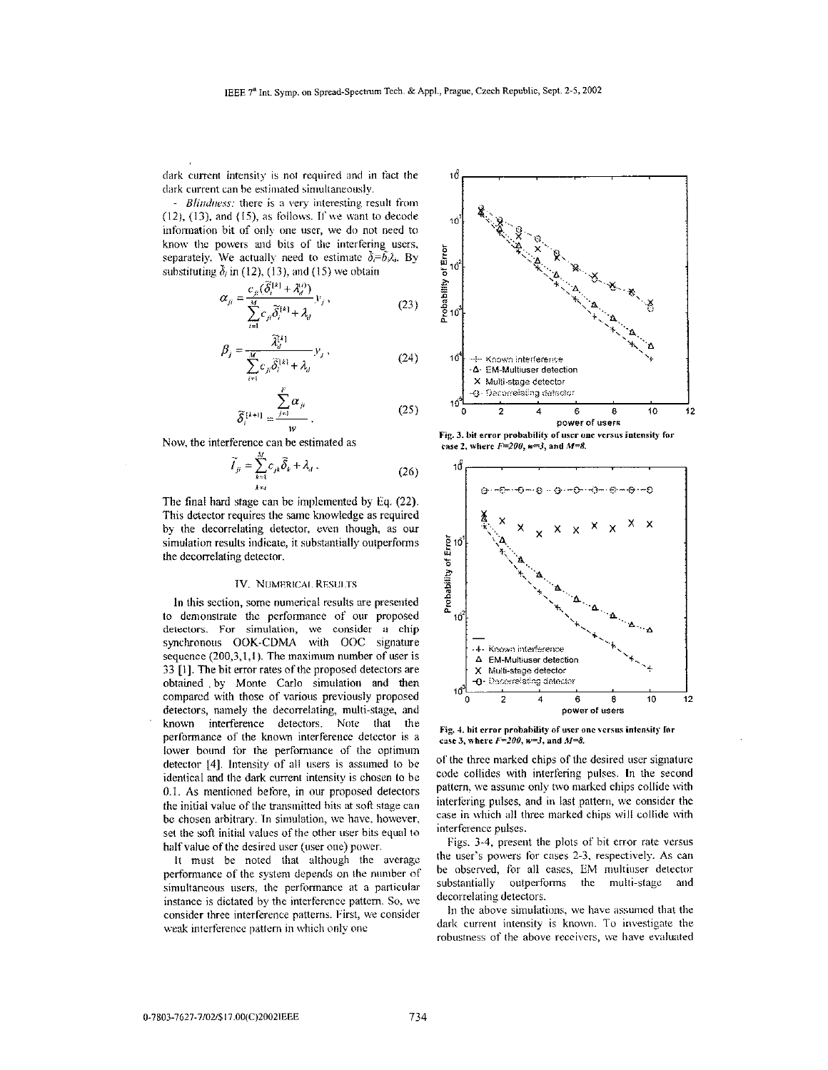dark current intensity is not required and in fact the dark current can be estimated simultaneously.

- *Blindness:* there is a very interesting result from (12), (13), and (15), as follows. If we want to decode information bit of only one user, we do not need to know the powers and bits of the interfering users, separately. We actually need to estimate $\tilde{\delta}_i = b_i\lambda_i$. By substituting $\tilde{\delta}_i$ in (12), (13), and (15) we obtain

$$\alpha_{ji} = \frac{c_{ji}(\tilde{\delta}_i^{[k]} + \lambda_d^{(i)})}{\sum_{i=1}^{M} c_{ji}\tilde{\delta}_i^{[k]} + \lambda_d} y_j, \tag{23}$$

$$\beta_j = \frac{\tilde{\lambda}_d^{[k]}}{\sum_{i=1}^{M} c_{ji}\tilde{\delta}_i^{[k]} + \lambda_d} y_j, \tag{24}$$

$$\tilde{\delta}_i^{[k+1]} = \frac{\sum_{j=1}^{F} \alpha_{ji}}{w}. \tag{25}$$

Now, the interference can be estimated as

$$\tilde{I}_{ji} = \sum_{\substack{k=1 \\ k \neq i}}^{M} c_{jk}\tilde{\delta}_k + \lambda_d. \tag{26}$$

The final hard stage can be implemented by Eq. (22). This detector requires the same knowledge as required by the decorrelating detector, even though, as our simulation results indicate, it substantially outperforms the decorrelating detector.

## IV. Numerical Results

In this section, some numerical results are presented to demonstrate the performance of our proposed detectors. For simulation, we consider a chip synchronous OOK-CDMA with OOC signature sequence (200,3,1,1). The maximum number of user is 33 [1]. The bit error rates of the proposed detectors are obtained by Monte Carlo simulation and then compared with those of various previously proposed detectors, namely the decorrelating, multi-stage, and known interference detectors. Note that the performance of the known interference detector is a lower bound for the performance of the optimum detector [4]. Intensity of all users is assumed to be identical and the dark current intensity is chosen to be 0.1. As mentioned before, in our proposed detectors the initial value of the transmitted bits at soft stage can be chosen arbitrary. In simulation, we have, however, set the soft initial values of the other user bits equal to half value of the desired user (user one) power.

It must be noted that although the average performance of the system depends on the number of simultaneous users, the performance at a particular instance is dictated by the interference pattern. So, we consider three interference patterns. First, we consider weak interference pattern in which only one of the three marked chips of the desired user signature code collides with interfering pulses. In the second pattern, we assume only two marked chips collide with interfering pulses, and in last pattern, we consider the case in which all three marked chips will collide with interference pulses.

Fig. 3. bit error probability of user one versus intensity for case 2, where $F=200$, $w=3$, and $M=8$.

Fig. 4. bit error probability of user one versus intensity for case 3, where $F=200$, $w=3$, and $M=8$.

Figs. 3-4, present the plots of bit error rate versus the user's powers for cases 2-3, respectively. As can be observed, for all cases, EM multiuser detector substantially outperforms the multi-stage and decorrelating detectors.

In the above simulations, we have assumed that the dark current intensity is known. To investigate the robustness of the above receivers, we have evaluated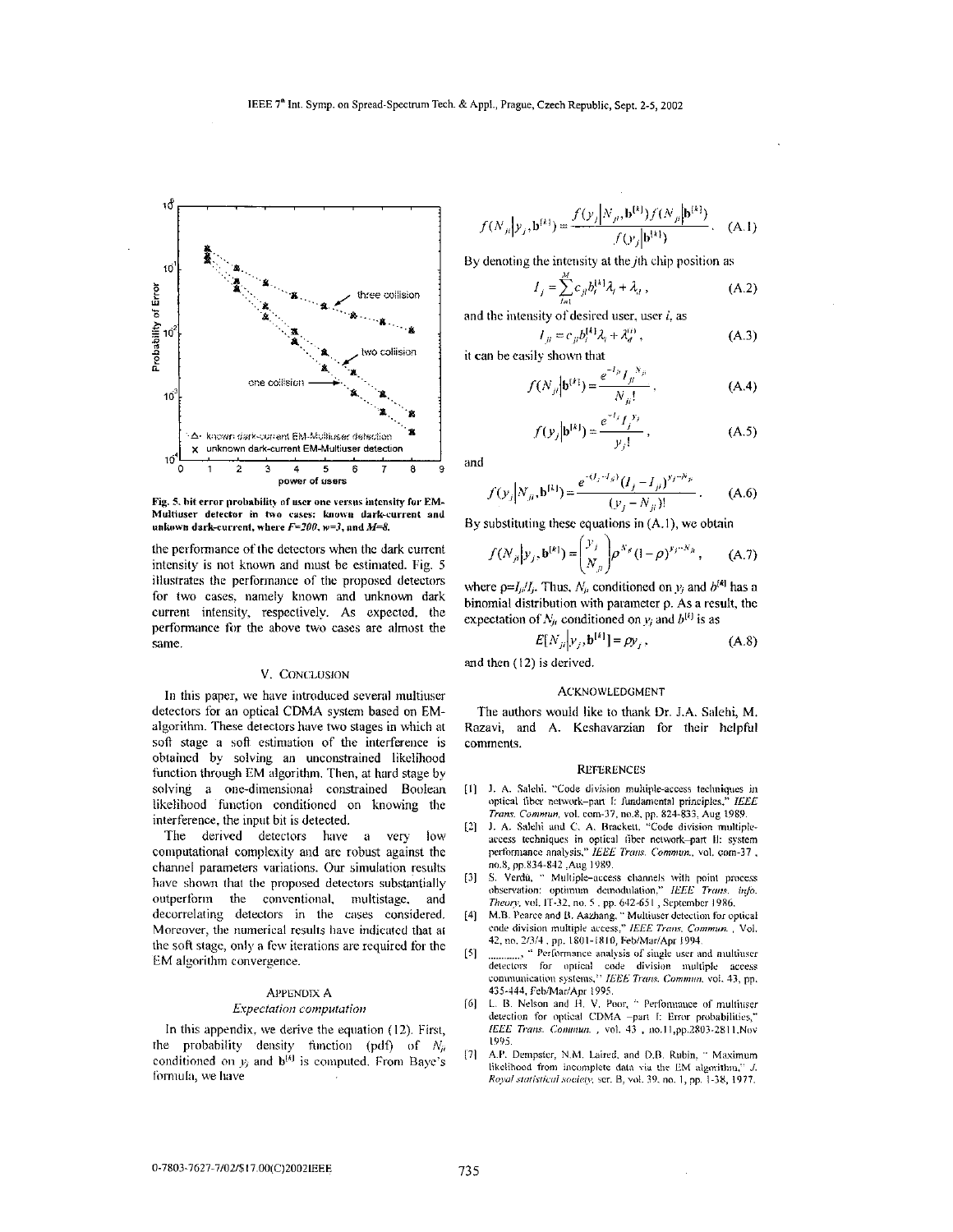$10^0$

$10^{-1}$

$10^{-2}$

$10^{-3}$

$10^{-4}$

Probability of Error

three collision

two collision

one collision

known dark-current EM-Multiuser detection

unknown dark-current EM-Multiuser detection

0 1 2 3 4 5 6 7 8 9

power of users

**Fig. 5. bit error probability of user one versus intensity for EM-Multiuser detector in two cases: known dark-current and unkown dark-current, where $F$=200, $w$=3, and $M$=8.**

the performance of the detectors when the dark current intensity is not known and must be estimated. Fig. 5 illustrates the performance of the proposed detectors for two cases, namely known and unknown dark current intensity, respectively. As expected, the performance for the above two cases are almost the same.

## V. CONCLUSION

In this paper, we have introduced several multiuser detectors for an optical CDMA system based on EM-algorithm. These detectors have two stages in which at soft stage a soft estimation of the interference is obtained by solving an unconstrained likelihood function through EM algorithm. Then, at hard stage by solving a one-dimensional constrained Boolean likelihood function conditioned on knowing the interference, the input bit is detected.

The derived detectors have a very low computational complexity and are robust against the channel parameters variations. Our simulation results have shown that the proposed detectors substantially outperform the conventional, multistage, and decorrelating detectors in the cases considered. Moreover, the numerical results have indicated that at the soft stage, only a few iterations are required for the EM algorithm convergence.

## APPENDIX A

### *Expectation computation*

In this appendix, we derive the equation (12). First, the probability density function (pdf) of $N_{ji}$ conditioned on $y_j$ and $\mathbf{b}^{[k]}$ is computed. From Baye's formula, we have

$$f(N_{ji}|y_j,\mathbf{b}^{[k]}) = \frac{f(y_j|N_{ji},\mathbf{b}^{[k]})f(N_{ji}|\mathbf{b}^{[k]})}{f(y_j|\mathbf{b}^{[k]})}. \quad \text{(A.1)}$$

By denoting the intensity at the $j$th chip position as

$$I_j = \sum_{l=1}^{M} c_{jl} b_l^{[k]} \lambda_l + \lambda_d, \quad \text{(A.2)}$$

and the intensity of desired user, user $i$, as

$$I_{ji} = c_{ji} b_i^{[k]} \lambda_i + \lambda_d^{(i)}, \quad \text{(A.3)}$$

it can be easily shown that

$$f(N_{ji}|\mathbf{b}^{[k]}) = \frac{e^{-I_{ji}} I_{ji}^{N_{ji}}}{N_{ji}!}, \quad \text{(A.4)}$$

$$f(y_j|\mathbf{b}^{[k]}) = \frac{e^{-I_j} I_j^{y_j}}{y_j!}, \quad \text{(A.5)}$$

and

$$f(y_j|N_{ji},\mathbf{b}^{[k]}) = \frac{e^{-(I_j - I_{ji})}(I_j - I_{ji})^{y_j - N_{ji}}}{(y_j - N_{ji})!}. \quad \text{(A.6)}$$

By substituting these equations in (A.1), we obtain

$$f(N_{ji}|y_j,\mathbf{b}^{[k]}) = \binom{y_j}{N_{ji}} \rho^{N_{ji}} (1-\rho)^{y_j - N_{ji}}, \quad \text{(A.7)}$$

where $\rho = I_{ji}/I_j$. Thus, $N_{ji}$ conditioned on $y_j$ and $b^{[k]}$ has a binomial distribution with parameter $\rho$. As a result, the expectation of $N_{ji}$ conditioned on $y_j$ and $b^{[k]}$ is as

$$E[N_{ji}|y_j,\mathbf{b}^{[k]}] = \rho y_j, \quad \text{(A.8)}$$

and then (12) is derived.

## ACKNOWLEDGMENT

The authors would like to thank Dr. J.A. Salehi, M. Razavi, and A. Keshavarzian for their helpful comments.

## REFERENCES

[1] J. A. Salehi, "Code division multiple-access techniques in optical fiber network–part I: fundamental principles," *IEEE Trans. Commun*, vol. com-37, no.8, pp. 824-833, Aug 1989.

[2] J. A. Salehi and C. A. Brackett, "Code division multiple-access techniques in optical fiber network–part II: system performance analysis," *IEEE Trans. Commun.*, vol. com-37, no.8, pp.834-842 ,Aug 1989.

[3] S. Verdu, " Multiple-access channels with point process observation: optimum demodulation," *IEEE Trans. Info. Theory*, vol. IT-32, no. 5 , pp. 642-651 , September 1986.

[4] M.B. Pearce and B. Aazhang, " Multiuser detection for optical code division multiple access," *IEEE Trans. Commun.* , Vol. 42, no. 2/3/4 , pp. 1801-1810, Feb/Mar/Apr 1994.

[5] ________, " Performance analysis of single user and multiuser detectors for optical code division multiple access communication systems," *IEEE Trans. Commun.* vol. 43, pp. 435-444, Feb/Mar/Apr 1995.

[6] L. B. Nelson and H. V. Poor, " Performance of multiuser detection for optical CDMA –part I: Error probabilities," *IEEE Trans. Commun.* , vol. 43 , no.11,pp.2803-2811,Nov 1995.

[7] A.P. Dempster, N.M. Laired, and D.B. Rubin, " Maximum likelihood from incomplete data via the EM algorithm," *J. Royal statistical society*, ser. B, vol. 39, no. 1, pp. 1-38, 1977.